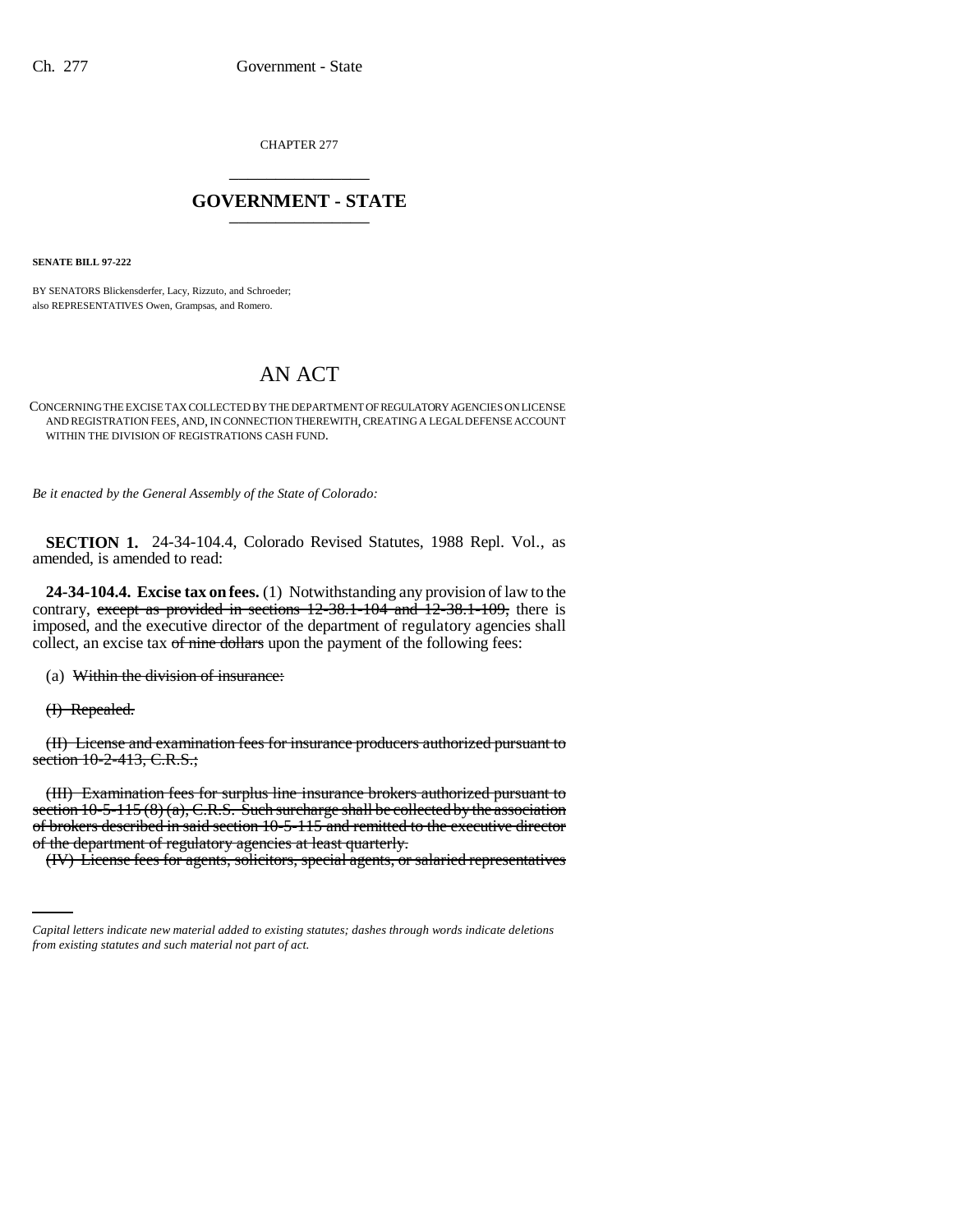CHAPTER 277

# GOVERNMENT - STATE

**SENATE BILL 97-222**

BY SENATORS Blickensderfer, Lacy, Rizzuto, and Schroeder;
also REPRESENTATIVES Owen, Grampsas, and Romero.

# AN ACT

CONCERNING THE EXCISE TAX COLLECTED BY THE DEPARTMENT OF REGULATORY AGENCIES ON LICENSE AND REGISTRATION FEES, AND, IN CONNECTION THEREWITH, CREATING A LEGAL DEFENSE ACCOUNT WITHIN THE DIVISION OF REGISTRATIONS CASH FUND.

*Be it enacted by the General Assembly of the State of Colorado:*

**SECTION 1.** 24-34-104.4, Colorado Revised Statutes, 1988 Repl. Vol., as amended, is amended to read:

**24-34-104.4. Excise tax on fees.** (1) Notwithstanding any provision of law to the contrary, ~~except as provided in sections 12-38.1-104 and 12-38.1-109,~~ there is imposed, and the executive director of the department of regulatory agencies shall collect, an excise tax ~~of nine dollars~~ upon the payment of the following fees:

(a) ~~Within the division of insurance:~~

~~(I) Repealed.~~

~~(II) License and examination fees for insurance producers authorized pursuant to section 10-2-413, C.R.S.;~~

~~(III) Examination fees for surplus line insurance brokers authorized pursuant to section 10-5-115 (8) (a), C.R.S. Such surcharge shall be collected by the association of brokers described in said section 10-5-115 and remitted to the executive director of the department of regulatory agencies at least quarterly.~~

~~(IV) License fees for agents, solicitors, special agents, or salaried representatives~~

*Capital letters indicate new material added to existing statutes; dashes through words indicate deletions from existing statutes and such material not part of act.*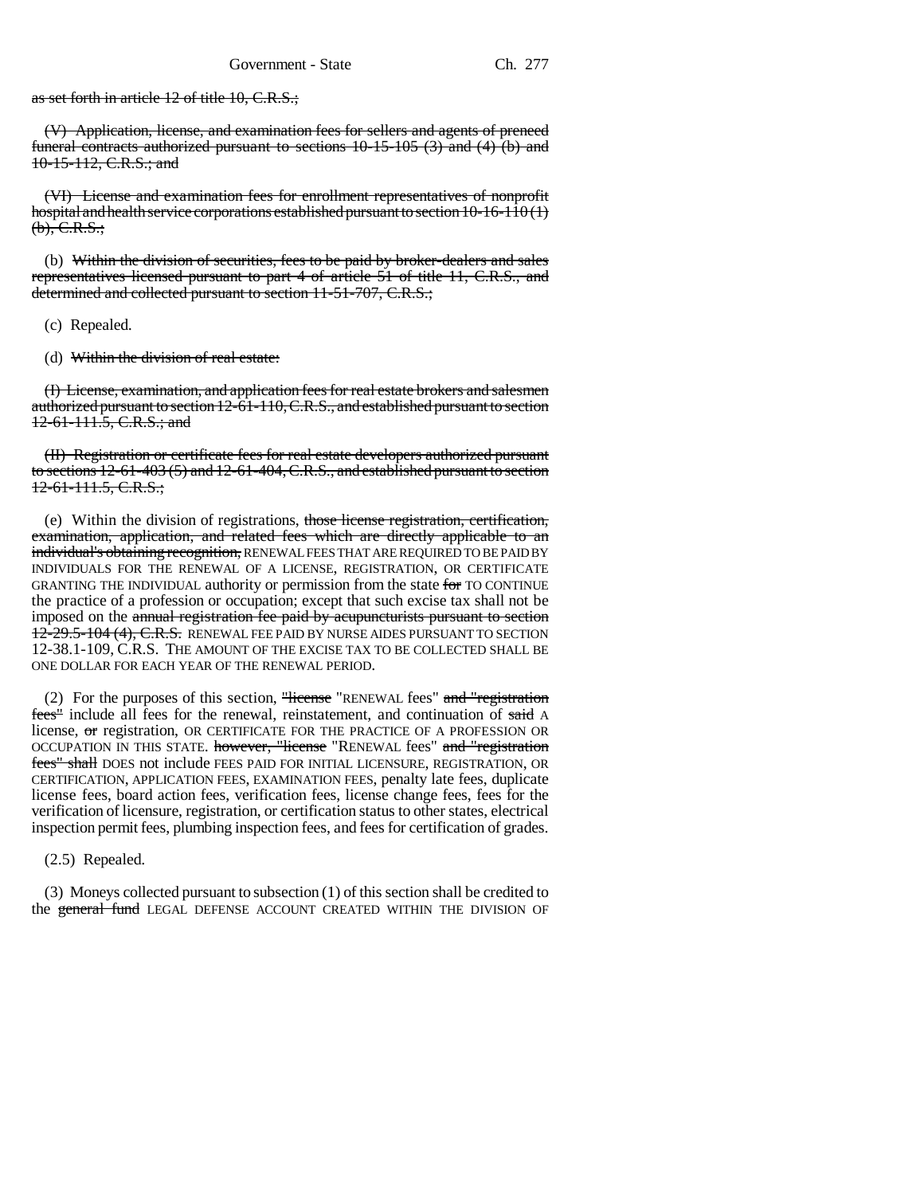as set forth in article 12 of title 10, C.R.S.;

(V) Application, license, and examination fees for sellers and agents of preneed funeral contracts authorized pursuant to sections 10-15-105 (3) and (4) (b) and 10-15-112, C.R.S.; and

(VI) License and examination fees for enrollment representatives of nonprofit hospital and health service corporations established pursuant to section 10-16-110 (1) (b), C.R.S.;

(b) Within the division of securities, fees to be paid by broker-dealers and sales representatives licensed pursuant to part 4 of article 51 of title 11, C.R.S., and determined and collected pursuant to section 11-51-707, C.R.S.;

(c) Repealed.

(d) Within the division of real estate:

(I) License, examination, and application fees for real estate brokers and salesmen authorized pursuant to section 12-61-110, C.R.S., and established pursuant to section 12-61-111.5, C.R.S.; and

(II) Registration or certificate fees for real estate developers authorized pursuant to sections 12-61-403 (5) and 12-61-404, C.R.S., and established pursuant to section 12-61-111.5, C.R.S.;

(e) Within the division of registrations, those license registration, certification, examination, application, and related fees which are directly applicable to an individual's obtaining recognition, RENEWAL FEES THAT ARE REQUIRED TO BE PAID BY INDIVIDUALS FOR THE RENEWAL OF A LICENSE, REGISTRATION, OR CERTIFICATE GRANTING THE INDIVIDUAL authority or permission from the state for TO CONTINUE the practice of a profession or occupation; except that such excise tax shall not be imposed on the annual registration fee paid by acupuncturists pursuant to section 12-29.5-104 (4), C.R.S. RENEWAL FEE PAID BY NURSE AIDES PURSUANT TO SECTION 12-38.1-109, C.R.S. THE AMOUNT OF THE EXCISE TAX TO BE COLLECTED SHALL BE ONE DOLLAR FOR EACH YEAR OF THE RENEWAL PERIOD.

(2) For the purposes of this section, "license "RENEWAL fees" and "registration fees" include all fees for the renewal, reinstatement, and continuation of said A license, or registration, OR CERTIFICATE FOR THE PRACTICE OF A PROFESSION OR OCCUPATION IN THIS STATE. however, "license "RENEWAL fees" and "registration fees" shall DOES not include FEES PAID FOR INITIAL LICENSURE, REGISTRATION, OR CERTIFICATION, APPLICATION FEES, EXAMINATION FEES, penalty late fees, duplicate license fees, board action fees, verification fees, license change fees, fees for the verification of licensure, registration, or certification status to other states, electrical inspection permit fees, plumbing inspection fees, and fees for certification of grades.

(2.5) Repealed.

(3) Moneys collected pursuant to subsection (1) of this section shall be credited to the general fund LEGAL DEFENSE ACCOUNT CREATED WITHIN THE DIVISION OF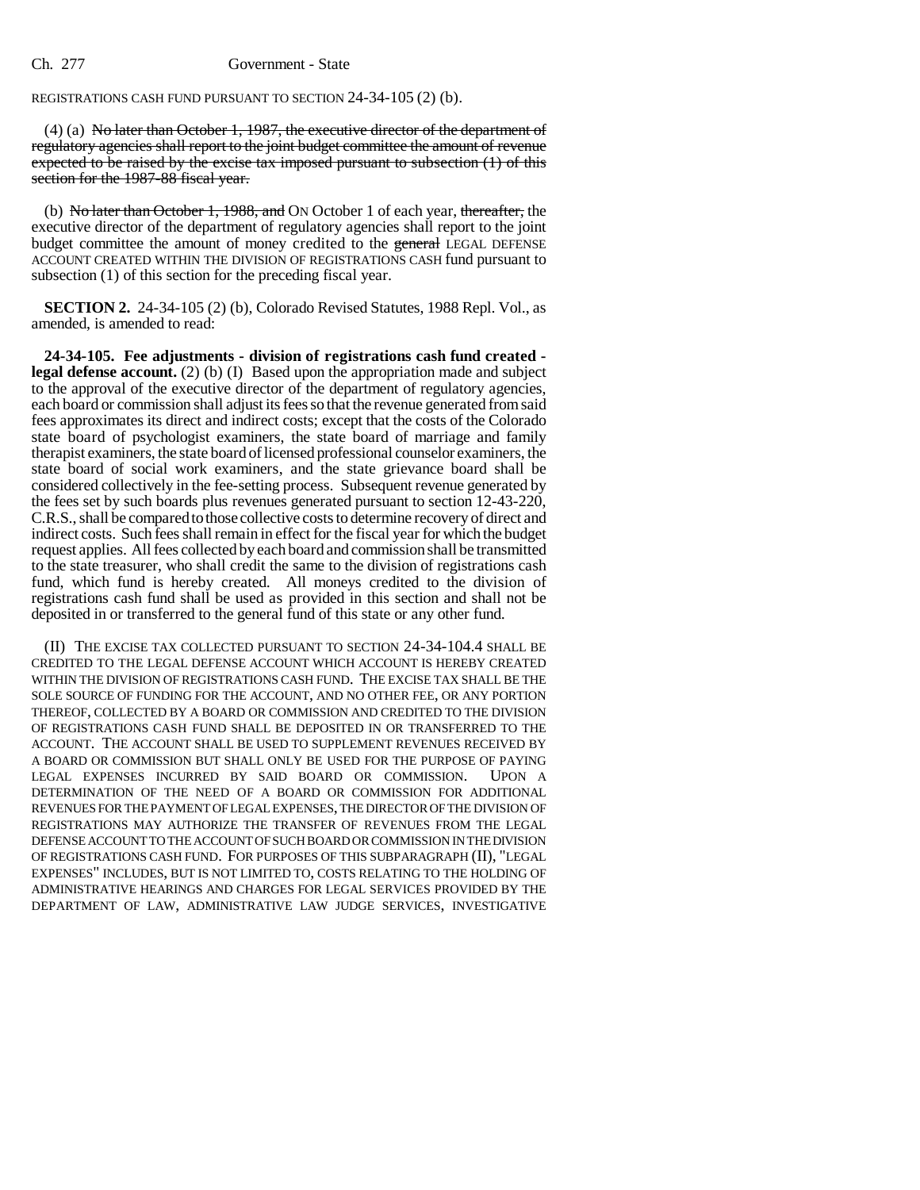REGISTRATIONS CASH FUND PURSUANT TO SECTION 24-34-105 (2) (b).

(4) (a) ~~No later than October 1, 1987, the executive director of the department of regulatory agencies shall report to the joint budget committee the amount of revenue expected to be raised by the excise tax imposed pursuant to subsection (1) of this section for the 1987-88 fiscal year.~~

(b) ~~No later than October 1, 1988, and~~ ON October 1 of each year, ~~thereafter,~~ the executive director of the department of regulatory agencies shall report to the joint budget committee the amount of money credited to the ~~general~~ LEGAL DEFENSE ACCOUNT CREATED WITHIN THE DIVISION OF REGISTRATIONS CASH fund pursuant to subsection (1) of this section for the preceding fiscal year.

**SECTION 2.** 24-34-105 (2) (b), Colorado Revised Statutes, 1988 Repl. Vol., as amended, is amended to read:

**24-34-105. Fee adjustments - division of registrations cash fund created - legal defense account.** (2) (b) (I) Based upon the appropriation made and subject to the approval of the executive director of the department of regulatory agencies, each board or commission shall adjust its fees so that the revenue generated from said fees approximates its direct and indirect costs; except that the costs of the Colorado state board of psychologist examiners, the state board of marriage and family therapist examiners, the state board of licensed professional counselor examiners, the state board of social work examiners, and the state grievance board shall be considered collectively in the fee-setting process. Subsequent revenue generated by the fees set by such boards plus revenues generated pursuant to section 12-43-220, C.R.S., shall be compared to those collective costs to determine recovery of direct and indirect costs. Such fees shall remain in effect for the fiscal year for which the budget request applies. All fees collected by each board and commission shall be transmitted to the state treasurer, who shall credit the same to the division of registrations cash fund, which fund is hereby created. All moneys credited to the division of registrations cash fund shall be used as provided in this section and shall not be deposited in or transferred to the general fund of this state or any other fund.

(II) THE EXCISE TAX COLLECTED PURSUANT TO SECTION 24-34-104.4 SHALL BE CREDITED TO THE LEGAL DEFENSE ACCOUNT WHICH ACCOUNT IS HEREBY CREATED WITHIN THE DIVISION OF REGISTRATIONS CASH FUND. THE EXCISE TAX SHALL BE THE SOLE SOURCE OF FUNDING FOR THE ACCOUNT, AND NO OTHER FEE, OR ANY PORTION THEREOF, COLLECTED BY A BOARD OR COMMISSION AND CREDITED TO THE DIVISION OF REGISTRATIONS CASH FUND SHALL BE DEPOSITED IN OR TRANSFERRED TO THE ACCOUNT. THE ACCOUNT SHALL BE USED TO SUPPLEMENT REVENUES RECEIVED BY A BOARD OR COMMISSION BUT SHALL ONLY BE USED FOR THE PURPOSE OF PAYING LEGAL EXPENSES INCURRED BY SAID BOARD OR COMMISSION. UPON A DETERMINATION OF THE NEED OF A BOARD OR COMMISSION FOR ADDITIONAL REVENUES FOR THE PAYMENT OF LEGAL EXPENSES, THE DIRECTOR OF THE DIVISION OF REGISTRATIONS MAY AUTHORIZE THE TRANSFER OF REVENUES FROM THE LEGAL DEFENSE ACCOUNT TO THE ACCOUNT OF SUCH BOARD OR COMMISSION IN THE DIVISION OF REGISTRATIONS CASH FUND. FOR PURPOSES OF THIS SUBPARAGRAPH (II), "LEGAL EXPENSES" INCLUDES, BUT IS NOT LIMITED TO, COSTS RELATING TO THE HOLDING OF ADMINISTRATIVE HEARINGS AND CHARGES FOR LEGAL SERVICES PROVIDED BY THE DEPARTMENT OF LAW, ADMINISTRATIVE LAW JUDGE SERVICES, INVESTIGATIVE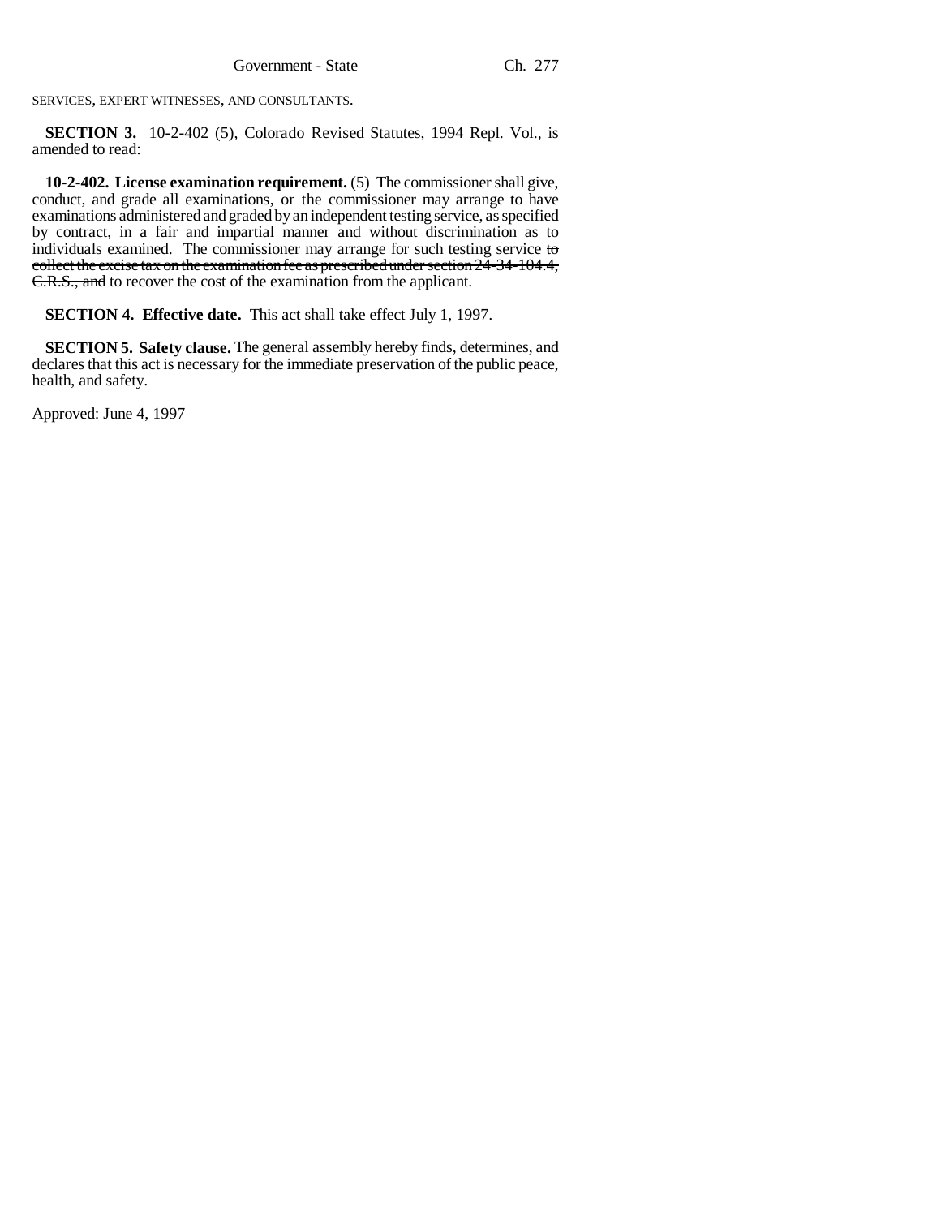SERVICES, EXPERT WITNESSES, AND CONSULTANTS.

**SECTION 3.** 10-2-402 (5), Colorado Revised Statutes, 1994 Repl. Vol., is amended to read:

**10-2-402. License examination requirement.** (5) The commissioner shall give, conduct, and grade all examinations, or the commissioner may arrange to have examinations administered and graded by an independent testing service, as specified by contract, in a fair and impartial manner and without discrimination as to individuals examined. The commissioner may arrange for such testing service ~~to collect the excise tax on the examination fee as prescribed under section 24-34-104.4, C.R.S., and~~ to recover the cost of the examination from the applicant.

**SECTION 4. Effective date.** This act shall take effect July 1, 1997.

**SECTION 5. Safety clause.** The general assembly hereby finds, determines, and declares that this act is necessary for the immediate preservation of the public peace, health, and safety.

Approved: June 4, 1997